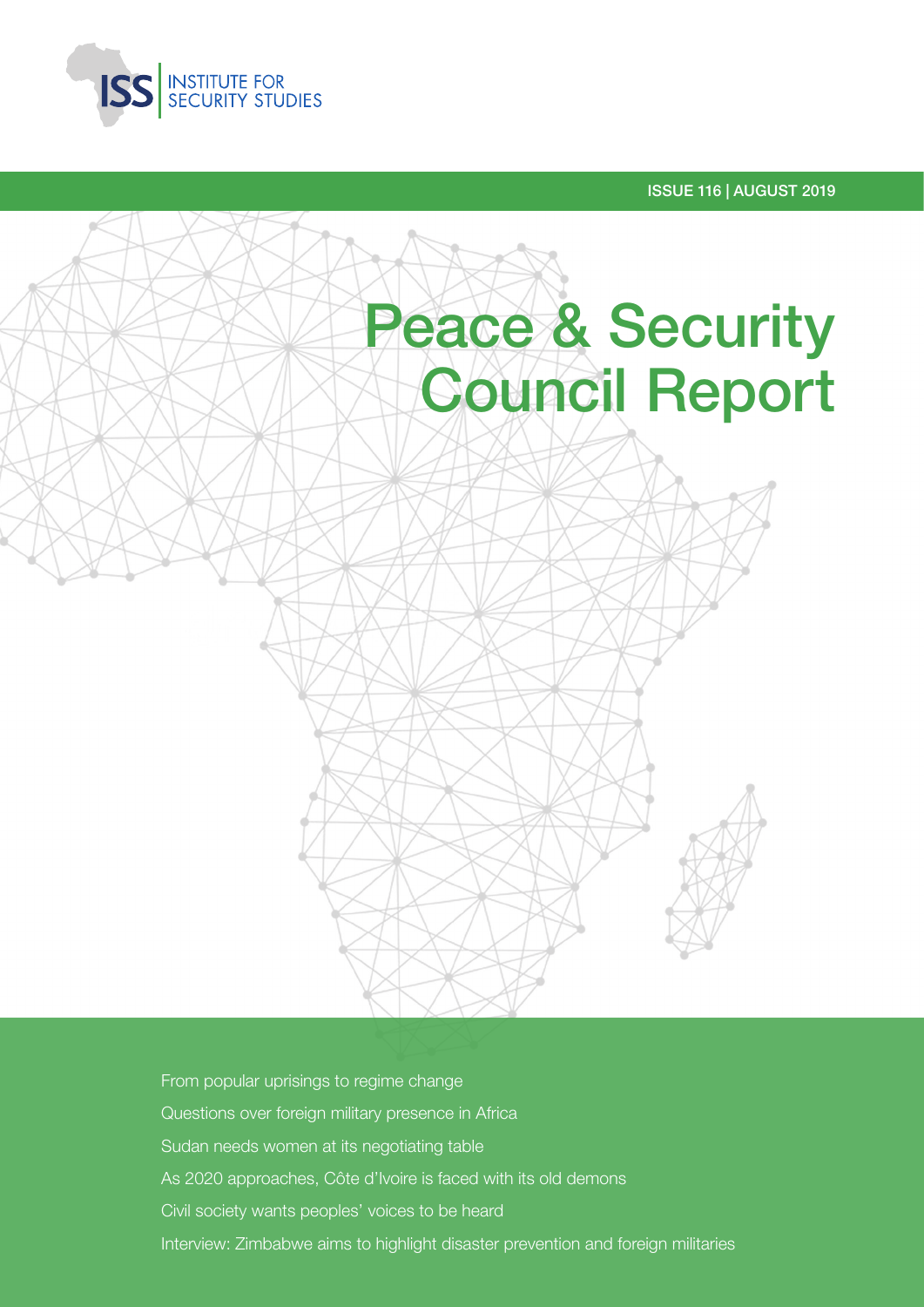ISS | INSTITUTE FOR SECURITY STUDIES

ISSUE 116 | AUGUST 2019

# Peace & Security Council Report

From popular uprisings to regime change

Questions over foreign military presence in Africa

Sudan needs women at its negotiating table

As 2020 approaches, Côte d'Ivoire is faced with its old demons

Civil society wants peoples' voices to be heard

Interview: Zimbabwe aims to highlight disaster prevention and foreign militaries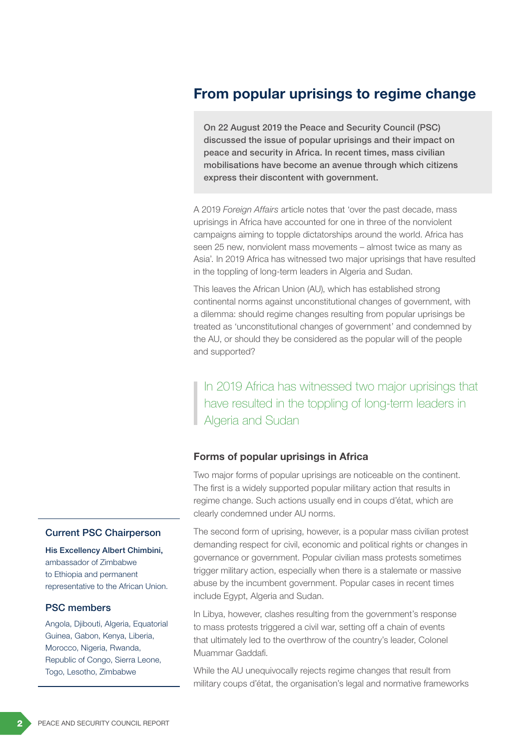## From popular uprisings to regime change

**On 22 August 2019 the Peace and Security Council (PSC) discussed the issue of popular uprisings and their impact on peace and security in Africa. In recent times, mass civilian mobilisations have become an avenue through which citizens express their discontent with government.**

A 2019 *Foreign Affairs* article notes that 'over the past decade, mass uprisings in Africa have accounted for one in three of the nonviolent campaigns aiming to topple dictatorships around the world. Africa has seen 25 new, nonviolent mass movements – almost twice as many as Asia'. In 2019 Africa has witnessed two major uprisings that have resulted in the toppling of long-term leaders in Algeria and Sudan.

This leaves the African Union (AU), which has established strong continental norms against unconstitutional changes of government, with a dilemma: should regime changes resulting from popular uprisings be treated as 'unconstitutional changes of government' and condemned by the AU, or should they be considered as the popular will of the people and supported?

> In 2019 Africa has witnessed two major uprisings that have resulted in the toppling of long-term leaders in Algeria and Sudan

### Forms of popular uprisings in Africa

Two major forms of popular uprisings are noticeable on the continent. The first is a widely supported popular military action that results in regime change. Such actions usually end in coups d'état, which are clearly condemned under AU norms.

The second form of uprising, however, is a popular mass civilian protest demanding respect for civil, economic and political rights or changes in governance or government. Popular civilian mass protests sometimes trigger military action, especially when there is a stalemate or massive abuse by the incumbent government. Popular cases in recent times include Egypt, Algeria and Sudan.

In Libya, however, clashes resulting from the government's response to mass protests triggered a civil war, setting off a chain of events that ultimately led to the overthrow of the country's leader, Colonel Muammar Gaddafi.

While the AU unequivocally rejects regime changes that result from military coups d'état, the organisation's legal and normative frameworks

### Current PSC Chairperson

**His Excellency Albert Chimbini,** ambassador of Zimbabwe to Ethiopia and permanent representative to the African Union.

### PSC members

Angola, Djibouti, Algeria, Equatorial Guinea, Gabon, Kenya, Liberia, Morocco, Nigeria, Rwanda, Republic of Congo, Sierra Leone, Togo, Lesotho, Zimbabwe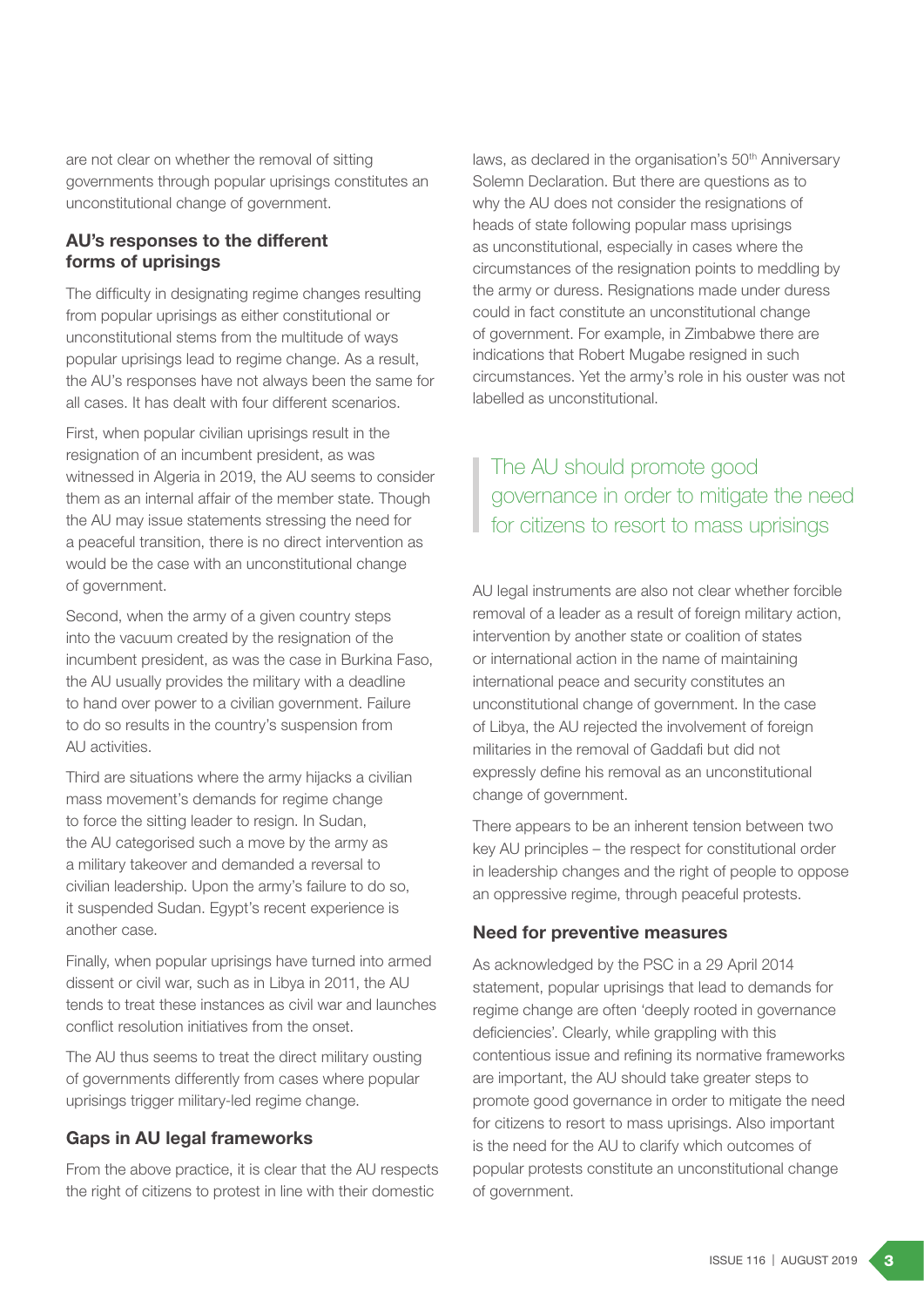are not clear on whether the removal of sitting governments through popular uprisings constitutes an unconstitutional change of government.

## AU's responses to the different forms of uprisings

The difficulty in designating regime changes resulting from popular uprisings as either constitutional or unconstitutional stems from the multitude of ways popular uprisings lead to regime change. As a result, the AU's responses have not always been the same for all cases. It has dealt with four different scenarios.

First, when popular civilian uprisings result in the resignation of an incumbent president, as was witnessed in Algeria in 2019, the AU seems to consider them as an internal affair of the member state. Though the AU may issue statements stressing the need for a peaceful transition, there is no direct intervention as would be the case with an unconstitutional change of government.

Second, when the army of a given country steps into the vacuum created by the resignation of the incumbent president, as was the case in Burkina Faso, the AU usually provides the military with a deadline to hand over power to a civilian government. Failure to do so results in the country's suspension from AU activities.

Third are situations where the army hijacks a civilian mass movement's demands for regime change to force the sitting leader to resign. In Sudan, the AU categorised such a move by the army as a military takeover and demanded a reversal to civilian leadership. Upon the army's failure to do so, it suspended Sudan. Egypt's recent experience is another case.

Finally, when popular uprisings have turned into armed dissent or civil war, such as in Libya in 2011, the AU tends to treat these instances as civil war and launches conflict resolution initiatives from the onset.

The AU thus seems to treat the direct military ousting of governments differently from cases where popular uprisings trigger military-led regime change.

## Gaps in AU legal frameworks

From the above practice, it is clear that the AU respects the right of citizens to protest in line with their domestic laws, as declared in the organisation's 50th Anniversary Solemn Declaration. But there are questions as to why the AU does not consider the resignations of heads of state following popular mass uprisings as unconstitutional, especially in cases where the circumstances of the resignation points to meddling by the army or duress. Resignations made under duress could in fact constitute an unconstitutional change of government. For example, in Zimbabwe there are indications that Robert Mugabe resigned in such circumstances. Yet the army's role in his ouster was not labelled as unconstitutional.

> The AU should promote good governance in order to mitigate the need for citizens to resort to mass uprisings

AU legal instruments are also not clear whether forcible removal of a leader as a result of foreign military action, intervention by another state or coalition of states or international action in the name of maintaining international peace and security constitutes an unconstitutional change of government. In the case of Libya, the AU rejected the involvement of foreign militaries in the removal of Gaddafi but did not expressly define his removal as an unconstitutional change of government.

There appears to be an inherent tension between two key AU principles – the respect for constitutional order in leadership changes and the right of people to oppose an oppressive regime, through peaceful protests.

## Need for preventive measures

As acknowledged by the PSC in a 29 April 2014 statement, popular uprisings that lead to demands for regime change are often 'deeply rooted in governance deficiencies'. Clearly, while grappling with this contentious issue and refining its normative frameworks are important, the AU should take greater steps to promote good governance in order to mitigate the need for citizens to resort to mass uprisings. Also important is the need for the AU to clarify which outcomes of popular protests constitute an unconstitutional change of government.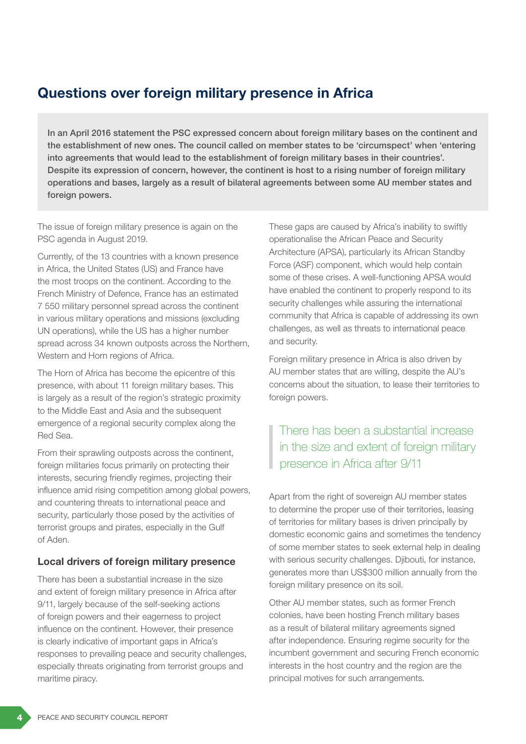## Questions over foreign military presence in Africa

**In an April 2016 statement the PSC expressed concern about foreign military bases on the continent and the establishment of new ones. The council called on member states to be 'circumspect' when 'entering into agreements that would lead to the establishment of foreign military bases in their countries'. Despite its expression of concern, however, the continent is host to a rising number of foreign military operations and bases, largely as a result of bilateral agreements between some AU member states and foreign powers.**

The issue of foreign military presence is again on the PSC agenda in August 2019.

Currently, of the 13 countries with a known presence in Africa, the United States (US) and France have the most troops on the continent. According to the French Ministry of Defence, France has an estimated 7 550 military personnel spread across the continent in various military operations and missions (excluding UN operations), while the US has a higher number spread across 34 known outposts across the Northern, Western and Horn regions of Africa.

The Horn of Africa has become the epicentre of this presence, with about 11 foreign military bases. This is largely as a result of the region's strategic proximity to the Middle East and Asia and the subsequent emergence of a regional security complex along the Red Sea.

From their sprawling outposts across the continent, foreign militaries focus primarily on protecting their interests, securing friendly regimes, projecting their influence amid rising competition among global powers, and countering threats to international peace and security, particularly those posed by the activities of terrorist groups and pirates, especially in the Gulf of Aden.

### Local drivers of foreign military presence

There has been a substantial increase in the size and extent of foreign military presence in Africa after 9/11, largely because of the self-seeking actions of foreign powers and their eagerness to project influence on the continent. However, their presence is clearly indicative of important gaps in Africa's responses to prevailing peace and security challenges, especially threats originating from terrorist groups and maritime piracy.

These gaps are caused by Africa's inability to swiftly operationalise the African Peace and Security Architecture (APSA), particularly its African Standby Force (ASF) component, which would help contain some of these crises. A well-functioning APSA would have enabled the continent to properly respond to its security challenges while assuring the international community that Africa is capable of addressing its own challenges, as well as threats to international peace and security.

Foreign military presence in Africa is also driven by AU member states that are willing, despite the AU's concerns about the situation, to lease their territories to foreign powers.

> There has been a substantial increase in the size and extent of foreign military presence in Africa after 9/11

Apart from the right of sovereign AU member states to determine the proper use of their territories, leasing of territories for military bases is driven principally by domestic economic gains and sometimes the tendency of some member states to seek external help in dealing with serious security challenges. Djibouti, for instance, generates more than US$300 million annually from the foreign military presence on its soil.

Other AU member states, such as former French colonies, have been hosting French military bases as a result of bilateral military agreements signed after independence. Ensuring regime security for the incumbent government and securing French economic interests in the host country and the region are the principal motives for such arrangements.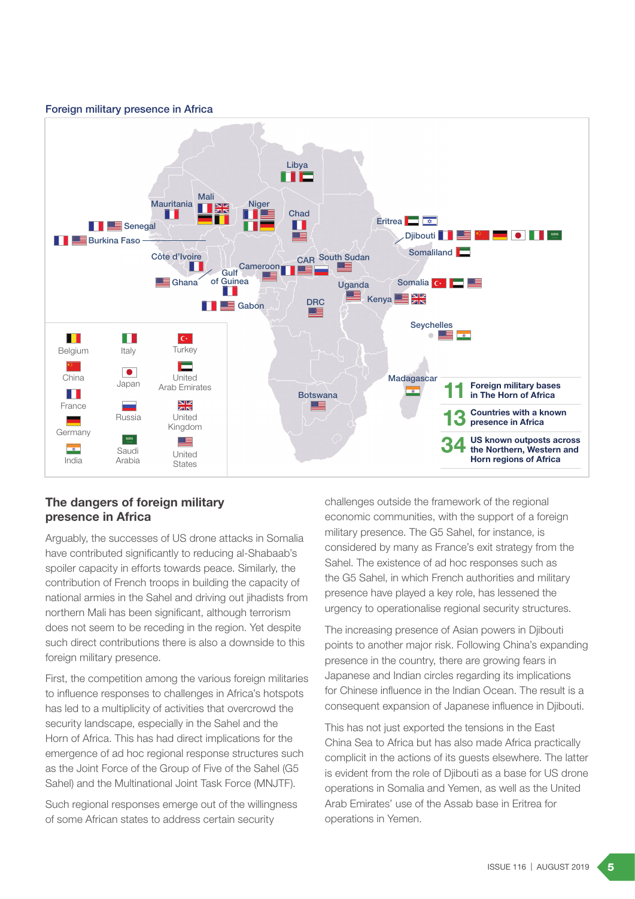### Foreign military presence in Africa

**11** Foreign military bases in The Horn of Africa

**13** Countries with a known presence in Africa

**34** US known outposts across the Northern, Western and Horn regions of Africa

## The dangers of foreign military presence in Africa

Arguably, the successes of US drone attacks in Somalia have contributed significantly to reducing al-Shabaab's spoiler capacity in efforts towards peace. Similarly, the contribution of French troops in building the capacity of national armies in the Sahel and driving out jihadists from northern Mali has been significant, although terrorism does not seem to be receding in the region. Yet despite such direct contributions there is also a downside to this foreign military presence.

First, the competition among the various foreign militaries to influence responses to challenges in Africa's hotspots has led to a multiplicity of activities that overcrowd the security landscape, especially in the Sahel and the Horn of Africa. This has had direct implications for the emergence of ad hoc regional response structures such as the Joint Force of the Group of Five of the Sahel (G5 Sahel) and the Multinational Joint Task Force (MNJTF).

Such regional responses emerge out of the willingness of some African states to address certain security challenges outside the framework of the regional economic communities, with the support of a foreign military presence. The G5 Sahel, for instance, is considered by many as France's exit strategy from the Sahel. The existence of ad hoc responses such as the G5 Sahel, in which French authorities and military presence have played a key role, has lessened the urgency to operationalise regional security structures.

The increasing presence of Asian powers in Djibouti points to another major risk. Following China's expanding presence in the country, there are growing fears in Japanese and Indian circles regarding its implications for Chinese influence in the Indian Ocean. The result is a consequent expansion of Japanese influence in Djibouti.

This has not just exported the tensions in the East China Sea to Africa but has also made Africa practically complicit in the actions of its guests elsewhere. The latter is evident from the role of Djibouti as a base for US drone operations in Somalia and Yemen, as well as the United Arab Emirates' use of the Assab base in Eritrea for operations in Yemen.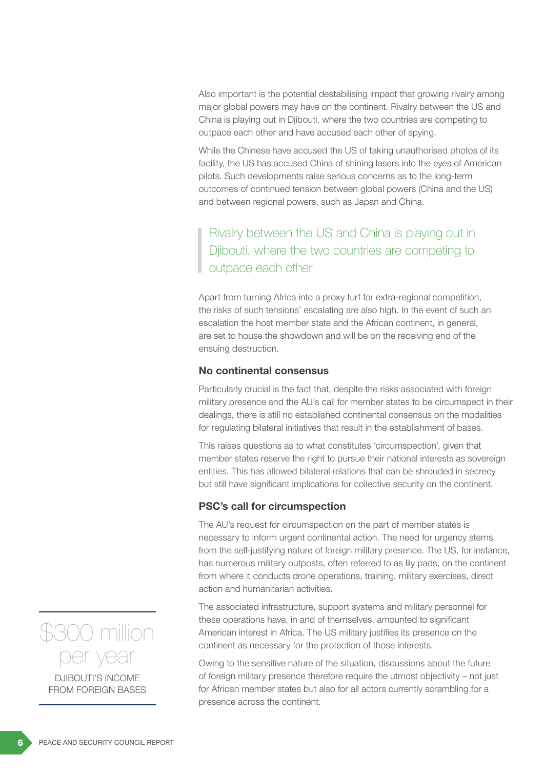Also important is the potential destabilising impact that growing rivalry among major global powers may have on the continent. Rivalry between the US and China is playing out in Djibouti, where the two countries are competing to outpace each other and have accused each other of spying.

While the Chinese have accused the US of taking unauthorised photos of its facility, the US has accused China of shining lasers into the eyes of American pilots. Such developments raise serious concerns as to the long-term outcomes of continued tension between global powers (China and the US) and between regional powers, such as Japan and China.

> Rivalry between the US and China is playing out in Djibouti, where the two countries are competing to outpace each other

Apart from turning Africa into a proxy turf for extra-regional competition, the risks of such tensions' escalating are also high. In the event of such an escalation the host member state and the African continent, in general, are set to house the showdown and will be on the receiving end of the ensuing destruction.

### No continental consensus

Particularly crucial is the fact that, despite the risks associated with foreign military presence and the AU's call for member states to be circumspect in their dealings, there is still no established continental consensus on the modalities for regulating bilateral initiatives that result in the establishment of bases.

This raises questions as to what constitutes 'circumspection', given that member states reserve the right to pursue their national interests as sovereign entities. This has allowed bilateral relations that can be shrouded in secrecy but still have significant implications for collective security on the continent.

### PSC's call for circumspection

The AU's request for circumspection on the part of member states is necessary to inform urgent continental action. The need for urgency stems from the self-justifying nature of foreign military presence. The US, for instance, has numerous military outposts, often referred to as lily pads, on the continent from where it conducts drone operations, training, military exercises, direct action and humanitarian activities.

The associated infrastructure, support systems and military personnel for these operations have, in and of themselves, amounted to significant American interest in Africa. The US military justifies its presence on the continent as necessary for the protection of those interests.

Owing to the sensitive nature of the situation, discussions about the future of foreign military presence therefore require the utmost objectivity – not just for African member states but also for all actors currently scrambling for a presence across the continent.

> $300 million per year
>
> DJIBOUTI'S INCOME FROM FOREIGN BASES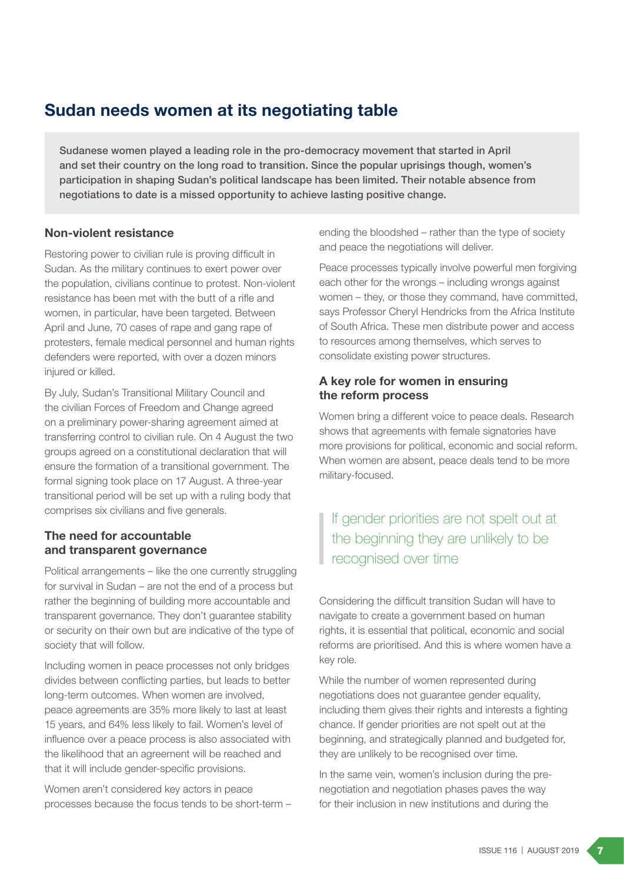## Sudan needs women at its negotiating table

**Sudanese women played a leading role in the pro-democracy movement that started in April and set their country on the long road to transition. Since the popular uprisings though, women's participation in shaping Sudan's political landscape has been limited. Their notable absence from negotiations to date is a missed opportunity to achieve lasting positive change.**

### Non-violent resistance

Restoring power to civilian rule is proving difficult in Sudan. As the military continues to exert power over the population, civilians continue to protest. Non-violent resistance has been met with the butt of a rifle and women, in particular, have been targeted. Between April and June, 70 cases of rape and gang rape of protesters, female medical personnel and human rights defenders were reported, with over a dozen minors injured or killed.

By July, Sudan's Transitional Military Council and the civilian Forces of Freedom and Change agreed on a preliminary power-sharing agreement aimed at transferring control to civilian rule. On 4 August the two groups agreed on a constitutional declaration that will ensure the formation of a transitional government. The formal signing took place on 17 August. A three-year transitional period will be set up with a ruling body that comprises six civilians and five generals.

### The need for accountable and transparent governance

Political arrangements – like the one currently struggling for survival in Sudan – are not the end of a process but rather the beginning of building more accountable and transparent governance. They don't guarantee stability or security on their own but are indicative of the type of society that will follow.

Including women in peace processes not only bridges divides between conflicting parties, but leads to better long-term outcomes. When women are involved, peace agreements are 35% more likely to last at least 15 years, and 64% less likely to fail. Women's level of influence over a peace process is also associated with the likelihood that an agreement will be reached and that it will include gender-specific provisions.

Women aren't considered key actors in peace processes because the focus tends to be short-term – ending the bloodshed – rather than the type of society and peace the negotiations will deliver.

Peace processes typically involve powerful men forgiving each other for the wrongs – including wrongs against women – they, or those they command, have committed, says Professor Cheryl Hendricks from the Africa Institute of South Africa. These men distribute power and access to resources among themselves, which serves to consolidate existing power structures.

### A key role for women in ensuring the reform process

Women bring a different voice to peace deals. Research shows that agreements with female signatories have more provisions for political, economic and social reform. When women are absent, peace deals tend to be more military-focused.

> If gender priorities are not spelt out at the beginning they are unlikely to be recognised over time

Considering the difficult transition Sudan will have to navigate to create a government based on human rights, it is essential that political, economic and social reforms are prioritised. And this is where women have a key role.

While the number of women represented during negotiations does not guarantee gender equality, including them gives their rights and interests a fighting chance. If gender priorities are not spelt out at the beginning, and strategically planned and budgeted for, they are unlikely to be recognised over time.

In the same vein, women's inclusion during the pre-negotiation and negotiation phases paves the way for their inclusion in new institutions and during the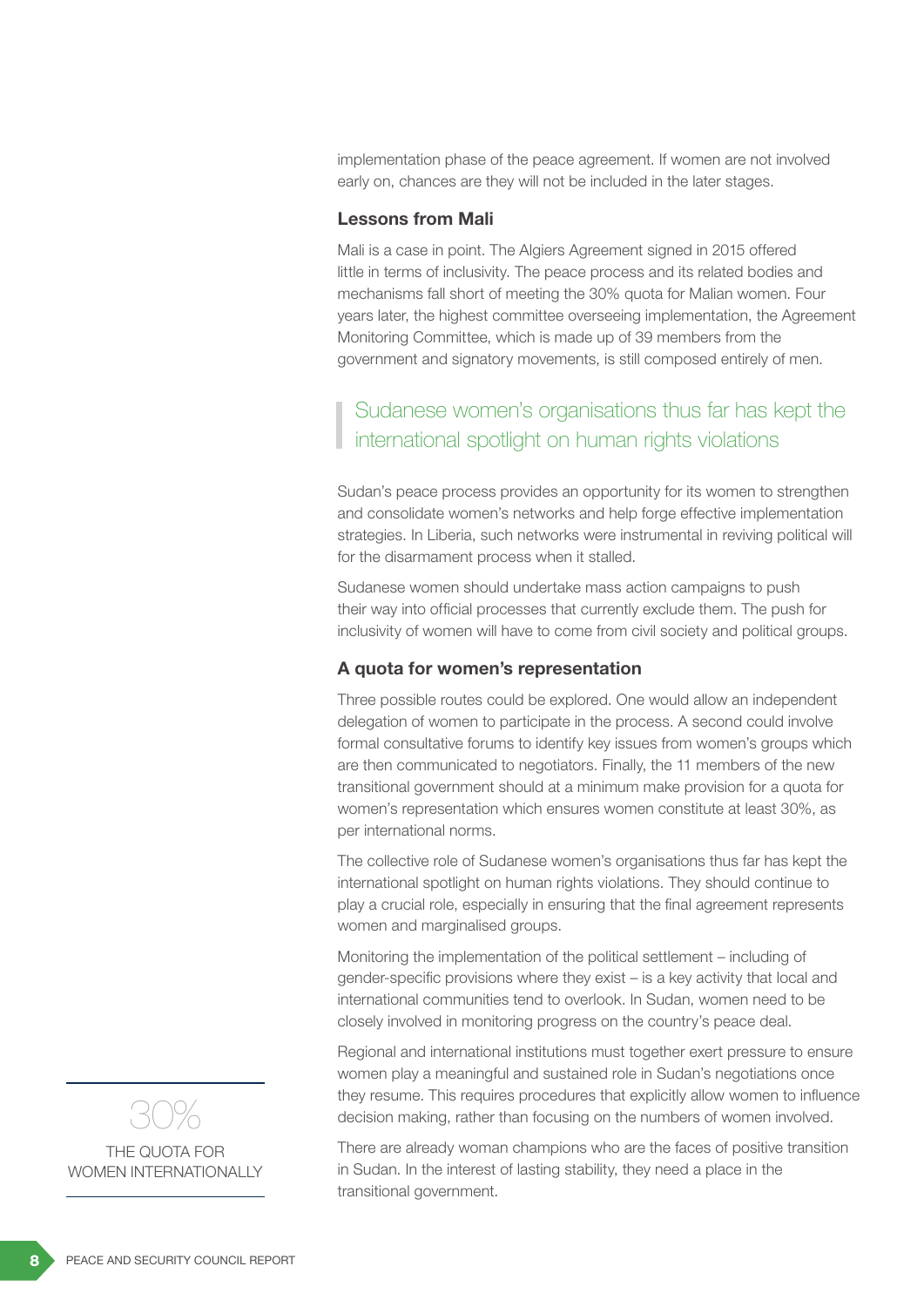implementation phase of the peace agreement. If women are not involved early on, chances are they will not be included in the later stages.

### Lessons from Mali

Mali is a case in point. The Algiers Agreement signed in 2015 offered little in terms of inclusivity. The peace process and its related bodies and mechanisms fall short of meeting the 30% quota for Malian women. Four years later, the highest committee overseeing implementation, the Agreement Monitoring Committee, which is made up of 39 members from the government and signatory movements, is still composed entirely of men.

> Sudanese women's organisations thus far has kept the international spotlight on human rights violations

Sudan's peace process provides an opportunity for its women to strengthen and consolidate women's networks and help forge effective implementation strategies. In Liberia, such networks were instrumental in reviving political will for the disarmament process when it stalled.

Sudanese women should undertake mass action campaigns to push their way into official processes that currently exclude them. The push for inclusivity of women will have to come from civil society and political groups.

### A quota for women's representation

Three possible routes could be explored. One would allow an independent delegation of women to participate in the process. A second could involve formal consultative forums to identify key issues from women's groups which are then communicated to negotiators. Finally, the 11 members of the new transitional government should at a minimum make provision for a quota for women's representation which ensures women constitute at least 30%, as per international norms.

The collective role of Sudanese women's organisations thus far has kept the international spotlight on human rights violations. They should continue to play a crucial role, especially in ensuring that the final agreement represents women and marginalised groups.

Monitoring the implementation of the political settlement – including of gender-specific provisions where they exist – is a key activity that local and international communities tend to overlook. In Sudan, women need to be closely involved in monitoring progress on the country's peace deal.

Regional and international institutions must together exert pressure to ensure women play a meaningful and sustained role in Sudan's negotiations once they resume. This requires procedures that explicitly allow women to influence decision making, rather than focusing on the numbers of women involved.

There are already woman champions who are the faces of positive transition in Sudan. In the interest of lasting stability, they need a place in the transitional government.

**30%**

THE QUOTA FOR WOMEN INTERNATIONALLY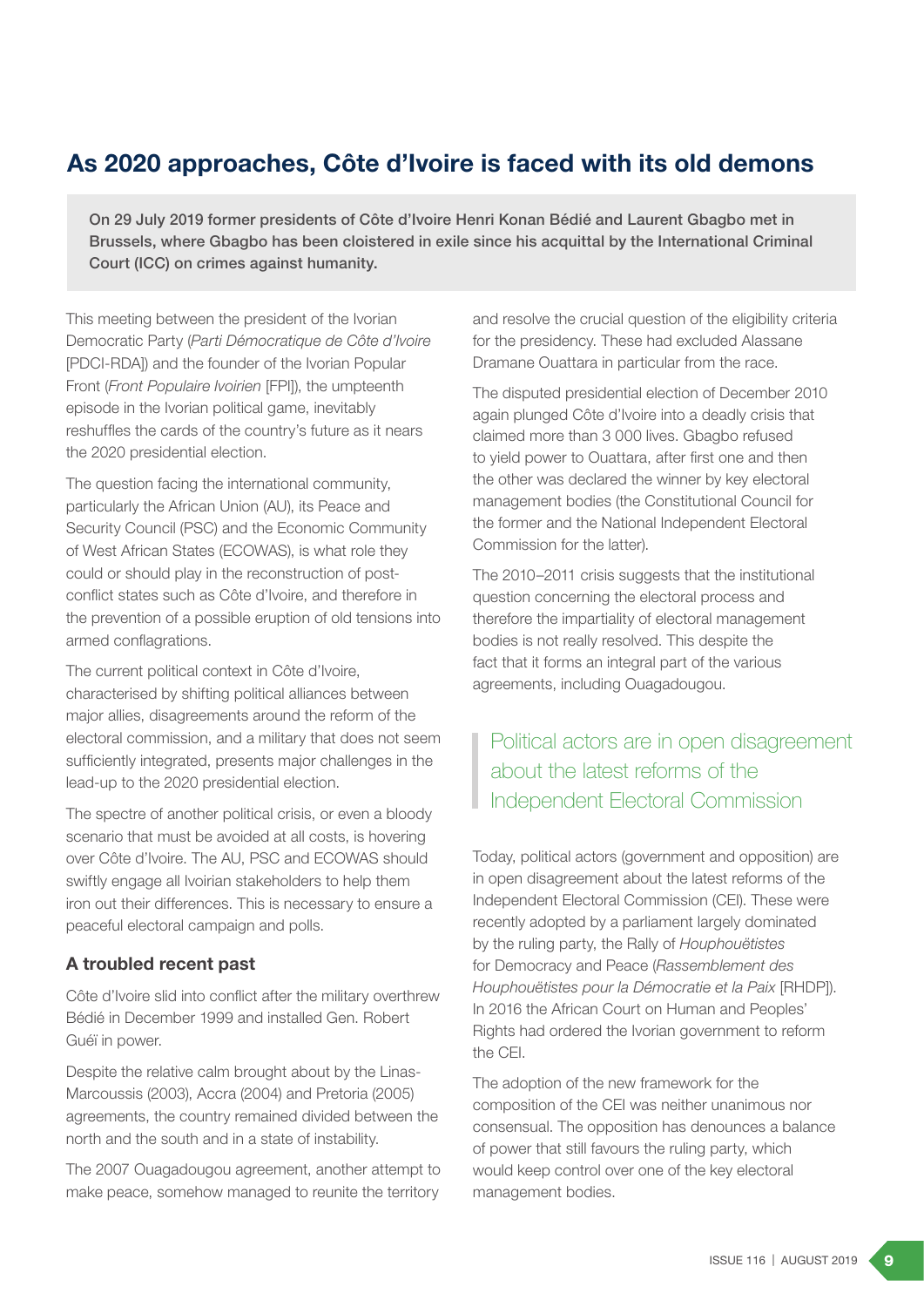# As 2020 approaches, Côte d'Ivoire is faced with its old demons

**On 29 July 2019 former presidents of Côte d'Ivoire Henri Konan Bédié and Laurent Gbagbo met in Brussels, where Gbagbo has been cloistered in exile since his acquittal by the International Criminal Court (ICC) on crimes against humanity.**

This meeting between the president of the Ivorian Democratic Party (*Parti Démocratique de Côte d'Ivoire* [PDCI-RDA]) and the founder of the Ivorian Popular Front (*Front Populaire Ivoirien* [FPI]), the umpteenth episode in the Ivorian political game, inevitably reshuffles the cards of the country's future as it nears the 2020 presidential election.

The question facing the international community, particularly the African Union (AU), its Peace and Security Council (PSC) and the Economic Community of West African States (ECOWAS), is what role they could or should play in the reconstruction of post-conflict states such as Côte d'Ivoire, and therefore in the prevention of a possible eruption of old tensions into armed conflagrations.

The current political context in Côte d'Ivoire, characterised by shifting political alliances between major allies, disagreements around the reform of the electoral commission, and a military that does not seem sufficiently integrated, presents major challenges in the lead-up to the 2020 presidential election.

The spectre of another political crisis, or even a bloody scenario that must be avoided at all costs, is hovering over Côte d'Ivoire. The AU, PSC and ECOWAS should swiftly engage all Ivoirian stakeholders to help them iron out their differences. This is necessary to ensure a peaceful electoral campaign and polls.

## A troubled recent past

Côte d'Ivoire slid into conflict after the military overthrew Bédié in December 1999 and installed Gen. Robert Guéï in power.

Despite the relative calm brought about by the Linas-Marcoussis (2003), Accra (2004) and Pretoria (2005) agreements, the country remained divided between the north and the south and in a state of instability.

The 2007 Ouagadougou agreement, another attempt to make peace, somehow managed to reunite the territory and resolve the crucial question of the eligibility criteria for the presidency. These had excluded Alassane Dramane Ouattara in particular from the race.

The disputed presidential election of December 2010 again plunged Côte d'Ivoire into a deadly crisis that claimed more than 3 000 lives. Gbagbo refused to yield power to Ouattara, after first one and then the other was declared the winner by key electoral management bodies (the Constitutional Council for the former and the National Independent Electoral Commission for the latter).

The 2010–2011 crisis suggests that the institutional question concerning the electoral process and therefore the impartiality of electoral management bodies is not really resolved. This despite the fact that it forms an integral part of the various agreements, including Ouagadougou.

> Political actors are in open disagreement about the latest reforms of the Independent Electoral Commission

Today, political actors (government and opposition) are in open disagreement about the latest reforms of the Independent Electoral Commission (CEI). These were recently adopted by a parliament largely dominated by the ruling party, the Rally of *Houphouëtistes* for Democracy and Peace (*Rassemblement des Houphouëtistes pour la Démocratie et la Paix* [RHDP]). In 2016 the African Court on Human and Peoples' Rights had ordered the Ivorian government to reform the CEI.

The adoption of the new framework for the composition of the CEI was neither unanimous nor consensual. The opposition has denounces a balance of power that still favours the ruling party, which would keep control over one of the key electoral management bodies.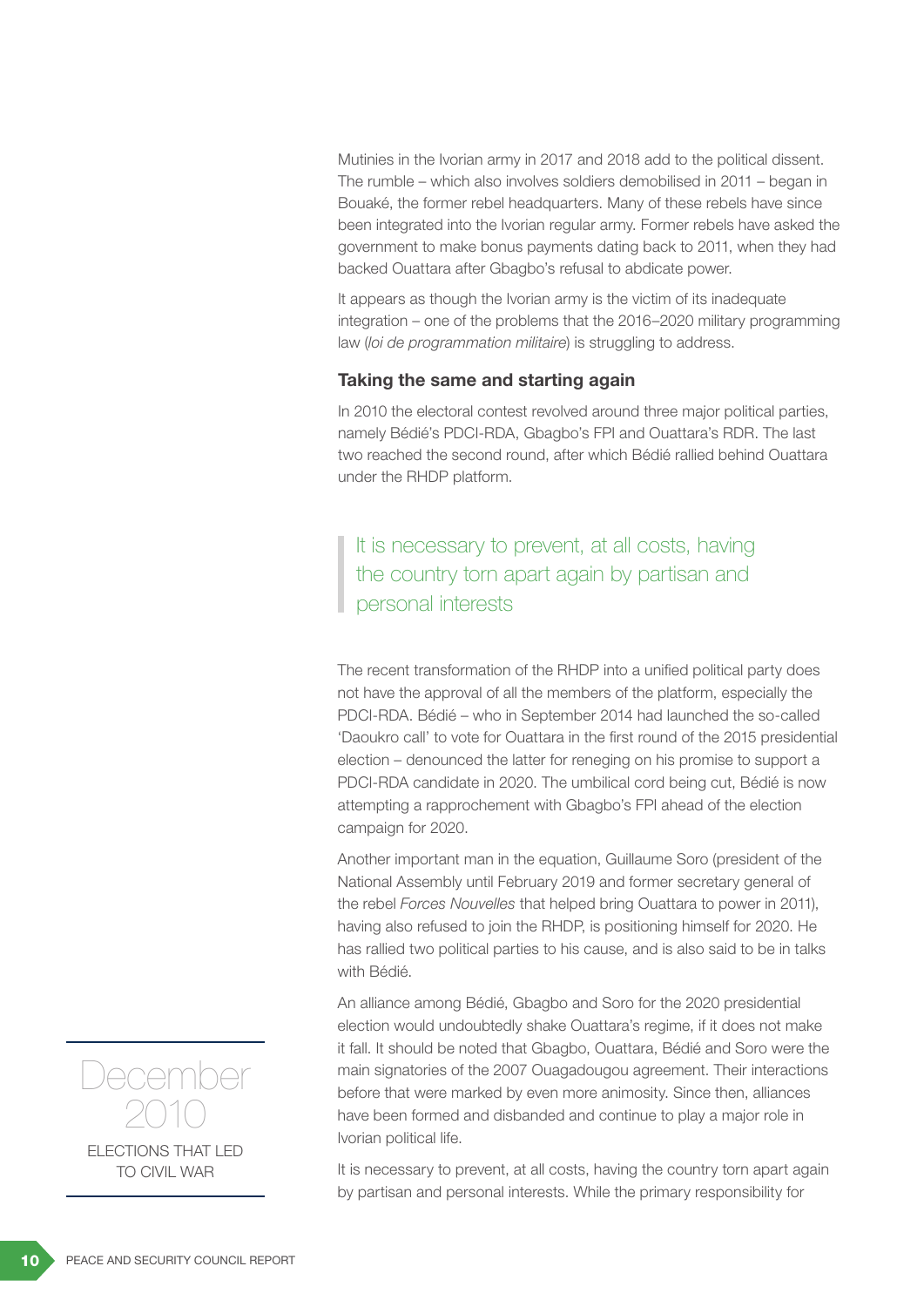Mutinies in the Ivorian army in 2017 and 2018 add to the political dissent. The rumble – which also involves soldiers demobilised in 2011 – began in Bouaké, the former rebel headquarters. Many of these rebels have since been integrated into the Ivorian regular army. Former rebels have asked the government to make bonus payments dating back to 2011, when they had backed Ouattara after Gbagbo's refusal to abdicate power.

It appears as though the Ivorian army is the victim of its inadequate integration – one of the problems that the 2016–2020 military programming law (*loi de programmation militaire*) is struggling to address.

### Taking the same and starting again

In 2010 the electoral contest revolved around three major political parties, namely Bédié's PDCI-RDA, Gbagbo's FPI and Ouattara's RDR. The last two reached the second round, after which Bédié rallied behind Ouattara under the RHDP platform.

> It is necessary to prevent, at all costs, having the country torn apart again by partisan and personal interests

The recent transformation of the RHDP into a unified political party does not have the approval of all the members of the platform, especially the PDCI-RDA. Bédié – who in September 2014 had launched the so-called 'Daoukro call' to vote for Ouattara in the first round of the 2015 presidential election – denounced the latter for reneging on his promise to support a PDCI-RDA candidate in 2020. The umbilical cord being cut, Bédié is now attempting a rapprochement with Gbagbo's FPI ahead of the election campaign for 2020.

Another important man in the equation, Guillaume Soro (president of the National Assembly until February 2019 and former secretary general of the rebel *Forces Nouvelles* that helped bring Ouattara to power in 2011), having also refused to join the RHDP, is positioning himself for 2020. He has rallied two political parties to his cause, and is also said to be in talks with Bédié.

An alliance among Bédié, Gbagbo and Soro for the 2020 presidential election would undoubtedly shake Ouattara's regime, if it does not make it fall. It should be noted that Gbagbo, Ouattara, Bédié and Soro were the main signatories of the 2007 Ouagadougou agreement. Their interactions before that were marked by even more animosity. Since then, alliances have been formed and disbanded and continue to play a major role in Ivorian political life.

> December 2010
>
> ELECTIONS THAT LED TO CIVIL WAR

It is necessary to prevent, at all costs, having the country torn apart again by partisan and personal interests. While the primary responsibility for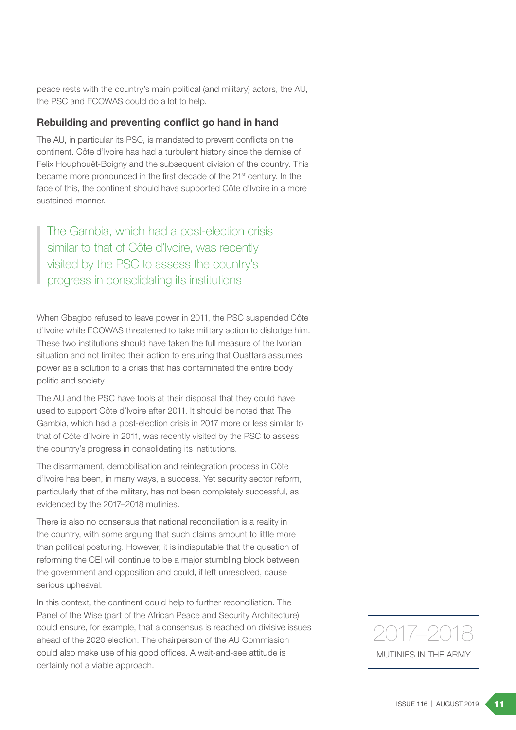peace rests with the country's main political (and military) actors, the AU, the PSC and ECOWAS could do a lot to help.

### Rebuilding and preventing conflict go hand in hand

The AU, in particular its PSC, is mandated to prevent conflicts on the continent. Côte d'Ivoire has had a turbulent history since the demise of Felix Houphouët-Boigny and the subsequent division of the country. This became more pronounced in the first decade of the 21st century. In the face of this, the continent should have supported Côte d'Ivoire in a more sustained manner.

> The Gambia, which had a post-election crisis similar to that of Côte d'Ivoire, was recently visited by the PSC to assess the country's progress in consolidating its institutions

When Gbagbo refused to leave power in 2011, the PSC suspended Côte d'Ivoire while ECOWAS threatened to take military action to dislodge him. These two institutions should have taken the full measure of the Ivorian situation and not limited their action to ensuring that Ouattara assumes power as a solution to a crisis that has contaminated the entire body politic and society.

The AU and the PSC have tools at their disposal that they could have used to support Côte d'Ivoire after 2011. It should be noted that The Gambia, which had a post-election crisis in 2017 more or less similar to that of Côte d'Ivoire in 2011, was recently visited by the PSC to assess the country's progress in consolidating its institutions.

The disarmament, demobilisation and reintegration process in Côte d'Ivoire has been, in many ways, a success. Yet security sector reform, particularly that of the military, has not been completely successful, as evidenced by the 2017–2018 mutinies.

There is also no consensus that national reconciliation is a reality in the country, with some arguing that such claims amount to little more than political posturing. However, it is indisputable that the question of reforming the CEI will continue to be a major stumbling block between the government and opposition and could, if left unresolved, cause serious upheaval.

In this context, the continent could help to further reconciliation. The Panel of the Wise (part of the African Peace and Security Architecture) could ensure, for example, that a consensus is reached on divisive issues ahead of the 2020 election. The chairperson of the AU Commission could also make use of his good offices. A wait-and-see attitude is certainly not a viable approach.

> **2017–2018**
> MUTINIES IN THE ARMY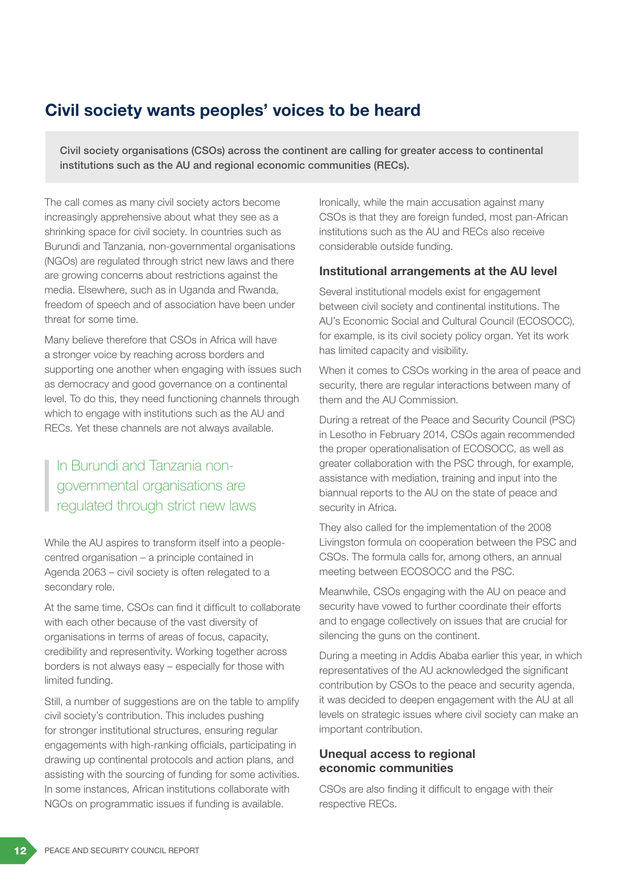## Civil society wants peoples' voices to be heard

**Civil society organisations (CSOs) across the continent are calling for greater access to continental institutions such as the AU and regional economic communities (RECs).**

The call comes as many civil society actors become increasingly apprehensive about what they see as a shrinking space for civil society. In countries such as Burundi and Tanzania, non-governmental organisations (NGOs) are regulated through strict new laws and there are growing concerns about restrictions against the media. Elsewhere, such as in Uganda and Rwanda, freedom of speech and of association have been under threat for some time.

Many believe therefore that CSOs in Africa will have a stronger voice by reaching across borders and supporting one another when engaging with issues such as democracy and good governance on a continental level. To do this, they need functioning channels through which to engage with institutions such as the AU and RECs. Yet these channels are not always available.

> In Burundi and Tanzania non-governmental organisations are regulated through strict new laws

While the AU aspires to transform itself into a people-centred organisation – a principle contained in Agenda 2063 – civil society is often relegated to a secondary role.

At the same time, CSOs can find it difficult to collaborate with each other because of the vast diversity of organisations in terms of areas of focus, capacity, credibility and representivity. Working together across borders is not always easy – especially for those with limited funding.

Still, a number of suggestions are on the table to amplify civil society's contribution. This includes pushing for stronger institutional structures, ensuring regular engagements with high-ranking officials, participating in drawing up continental protocols and action plans, and assisting with the sourcing of funding for some activities. In some instances, African institutions collaborate with NGOs on programmatic issues if funding is available.

Ironically, while the main accusation against many CSOs is that they are foreign funded, most pan-African institutions such as the AU and RECs also receive considerable outside funding.

### Institutional arrangements at the AU level

Several institutional models exist for engagement between civil society and continental institutions. The AU's Economic Social and Cultural Council (ECOSOCC), for example, is its civil society policy organ. Yet its work has limited capacity and visibility.

When it comes to CSOs working in the area of peace and security, there are regular interactions between many of them and the AU Commission.

During a retreat of the Peace and Security Council (PSC) in Lesotho in February 2014, CSOs again recommended the proper operationalisation of ECOSOCC, as well as greater collaboration with the PSC through, for example, assistance with mediation, training and input into the biannual reports to the AU on the state of peace and security in Africa.

They also called for the implementation of the 2008 Livingston formula on cooperation between the PSC and CSOs. The formula calls for, among others, an annual meeting between ECOSOCC and the PSC.

Meanwhile, CSOs engaging with the AU on peace and security have vowed to further coordinate their efforts and to engage collectively on issues that are crucial for silencing the guns on the continent.

During a meeting in Addis Ababa earlier this year, in which representatives of the AU acknowledged the significant contribution by CSOs to the peace and security agenda, it was decided to deepen engagement with the AU at all levels on strategic issues where civil society can make an important contribution.

### Unequal access to regional economic communities

CSOs are also finding it difficult to engage with their respective RECs.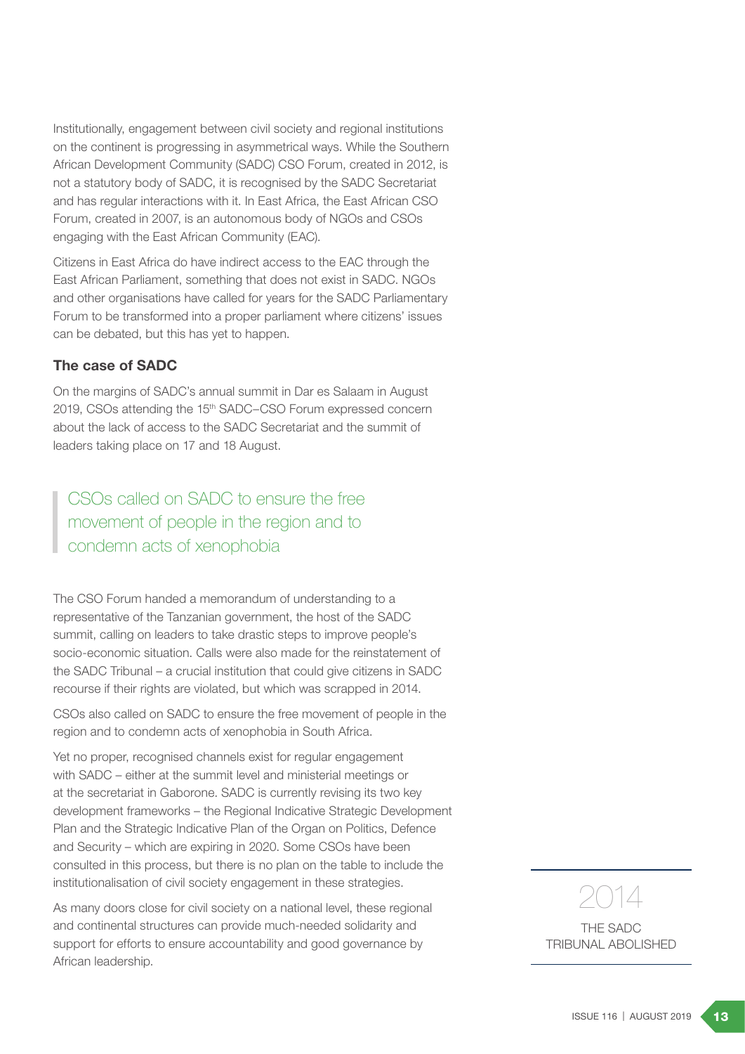Institutionally, engagement between civil society and regional institutions on the continent is progressing in asymmetrical ways. While the Southern African Development Community (SADC) CSO Forum, created in 2012, is not a statutory body of SADC, it is recognised by the SADC Secretariat and has regular interactions with it. In East Africa, the East African CSO Forum, created in 2007, is an autonomous body of NGOs and CSOs engaging with the East African Community (EAC).

Citizens in East Africa do have indirect access to the EAC through the East African Parliament, something that does not exist in SADC. NGOs and other organisations have called for years for the SADC Parliamentary Forum to be transformed into a proper parliament where citizens' issues can be debated, but this has yet to happen.

### The case of SADC

On the margins of SADC's annual summit in Dar es Salaam in August 2019, CSOs attending the 15th SADC–CSO Forum expressed concern about the lack of access to the SADC Secretariat and the summit of leaders taking place on 17 and 18 August.

> CSOs called on SADC to ensure the free movement of people in the region and to condemn acts of xenophobia

The CSO Forum handed a memorandum of understanding to a representative of the Tanzanian government, the host of the SADC summit, calling on leaders to take drastic steps to improve people's socio-economic situation. Calls were also made for the reinstatement of the SADC Tribunal – a crucial institution that could give citizens in SADC recourse if their rights are violated, but which was scrapped in 2014.

CSOs also called on SADC to ensure the free movement of people in the region and to condemn acts of xenophobia in South Africa.

Yet no proper, recognised channels exist for regular engagement with SADC – either at the summit level and ministerial meetings or at the secretariat in Gaborone. SADC is currently revising its two key development frameworks – the Regional Indicative Strategic Development Plan and the Strategic Indicative Plan of the Organ on Politics, Defence and Security – which are expiring in 2020. Some CSOs have been consulted in this process, but there is no plan on the table to include the institutionalisation of civil society engagement in these strategies.

As many doors close for civil society on a national level, these regional and continental structures can provide much-needed solidarity and support for efforts to ensure accountability and good governance by African leadership.

**2014**

THE SADC TRIBUNAL ABOLISHED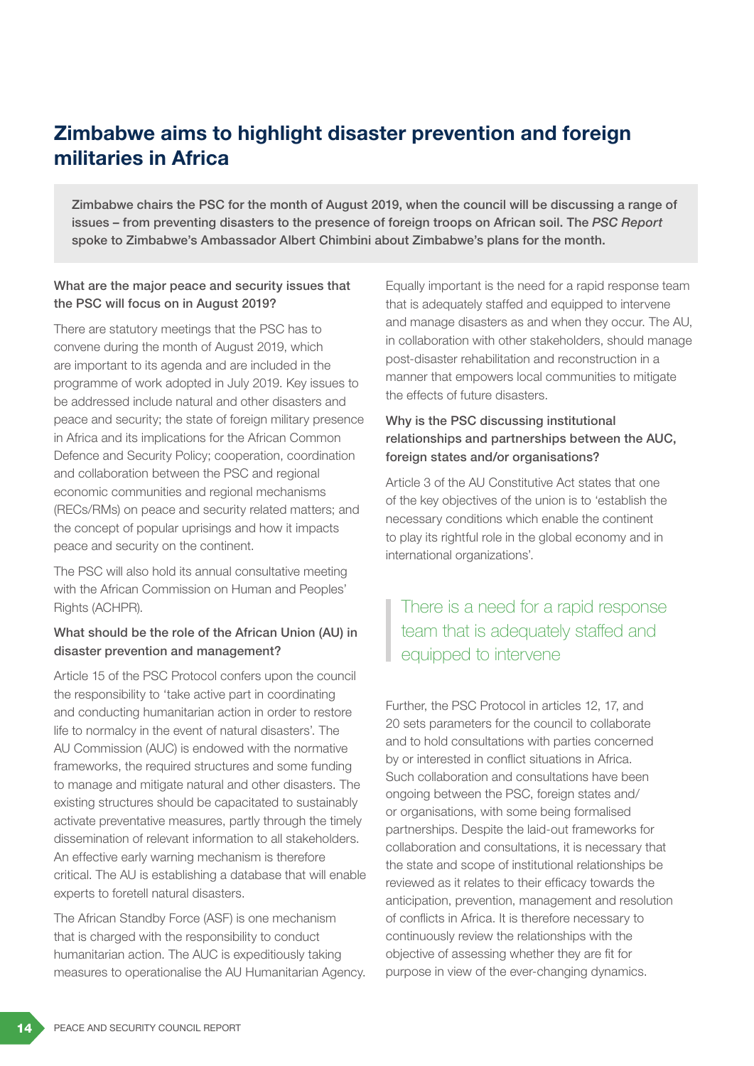# Zimbabwe aims to highlight disaster prevention and foreign militaries in Africa

**Zimbabwe chairs the PSC for the month of August 2019, when the council will be discussing a range of issues – from preventing disasters to the presence of foreign troops on African soil. The *PSC Report* spoke to Zimbabwe's Ambassador Albert Chimbini about Zimbabwe's plans for the month.**

**What are the major peace and security issues that the PSC will focus on in August 2019?**

There are statutory meetings that the PSC has to convene during the month of August 2019, which are important to its agenda and are included in the programme of work adopted in July 2019. Key issues to be addressed include natural and other disasters and peace and security; the state of foreign military presence in Africa and its implications for the African Common Defence and Security Policy; cooperation, coordination and collaboration between the PSC and regional economic communities and regional mechanisms (RECs/RMs) on peace and security related matters; and the concept of popular uprisings and how it impacts peace and security on the continent.

The PSC will also hold its annual consultative meeting with the African Commission on Human and Peoples' Rights (ACHPR).

**What should be the role of the African Union (AU) in disaster prevention and management?**

Article 15 of the PSC Protocol confers upon the council the responsibility to 'take active part in coordinating and conducting humanitarian action in order to restore life to normalcy in the event of natural disasters'. The AU Commission (AUC) is endowed with the normative frameworks, the required structures and some funding to manage and mitigate natural and other disasters. The existing structures should be capacitated to sustainably activate preventative measures, partly through the timely dissemination of relevant information to all stakeholders. An effective early warning mechanism is therefore critical. The AU is establishing a database that will enable experts to foretell natural disasters.

The African Standby Force (ASF) is one mechanism that is charged with the responsibility to conduct humanitarian action. The AUC is expeditiously taking measures to operationalise the AU Humanitarian Agency. Equally important is the need for a rapid response team that is adequately staffed and equipped to intervene and manage disasters as and when they occur. The AU, in collaboration with other stakeholders, should manage post-disaster rehabilitation and reconstruction in a manner that empowers local communities to mitigate the effects of future disasters.

**Why is the PSC discussing institutional relationships and partnerships between the AUC, foreign states and/or organisations?**

Article 3 of the AU Constitutive Act states that one of the key objectives of the union is to 'establish the necessary conditions which enable the continent to play its rightful role in the global economy and in international organizations'.

> There is a need for a rapid response team that is adequately staffed and equipped to intervene

Further, the PSC Protocol in articles 12, 17, and 20 sets parameters for the council to collaborate and to hold consultations with parties concerned by or interested in conflict situations in Africa. Such collaboration and consultations have been ongoing between the PSC, foreign states and/or organisations, with some being formalised partnerships. Despite the laid-out frameworks for collaboration and consultations, it is necessary that the state and scope of institutional relationships be reviewed as it relates to their efficacy towards the anticipation, prevention, management and resolution of conflicts in Africa. It is therefore necessary to continuously review the relationships with the objective of assessing whether they are fit for purpose in view of the ever-changing dynamics.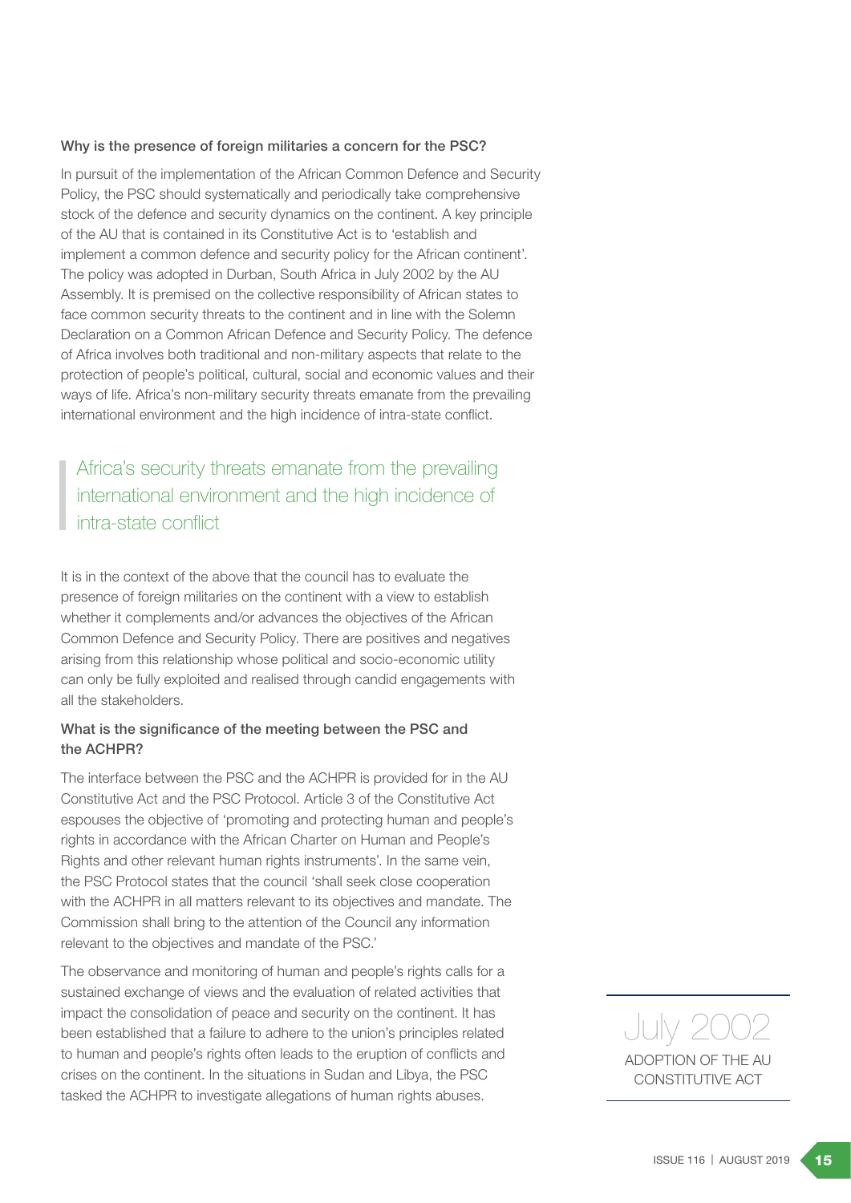### Why is the presence of foreign militaries a concern for the PSC?

In pursuit of the implementation of the African Common Defence and Security Policy, the PSC should systematically and periodically take comprehensive stock of the defence and security dynamics on the continent. A key principle of the AU that is contained in its Constitutive Act is to 'establish and implement a common defence and security policy for the African continent'. The policy was adopted in Durban, South Africa in July 2002 by the AU Assembly. It is premised on the collective responsibility of African states to face common security threats to the continent and in line with the Solemn Declaration on a Common African Defence and Security Policy. The defence of Africa involves both traditional and non-military aspects that relate to the protection of people's political, cultural, social and economic values and their ways of life. Africa's non-military security threats emanate from the prevailing international environment and the high incidence of intra-state conflict.

> Africa's security threats emanate from the prevailing international environment and the high incidence of intra-state conflict

It is in the context of the above that the council has to evaluate the presence of foreign militaries on the continent with a view to establish whether it complements and/or advances the objectives of the African Common Defence and Security Policy. There are positives and negatives arising from this relationship whose political and socio-economic utility can only be fully exploited and realised through candid engagements with all the stakeholders.

### What is the significance of the meeting between the PSC and the ACHPR?

The interface between the PSC and the ACHPR is provided for in the AU Constitutive Act and the PSC Protocol. Article 3 of the Constitutive Act espouses the objective of 'promoting and protecting human and people's rights in accordance with the African Charter on Human and People's Rights and other relevant human rights instruments'. In the same vein, the PSC Protocol states that the council 'shall seek close cooperation with the ACHPR in all matters relevant to its objectives and mandate. The Commission shall bring to the attention of the Council any information relevant to the objectives and mandate of the PSC.'

The observance and monitoring of human and people's rights calls for a sustained exchange of views and the evaluation of related activities that impact the consolidation of peace and security on the continent. It has been established that a failure to adhere to the union's principles related to human and people's rights often leads to the eruption of conflicts and crises on the continent. In the situations in Sudan and Libya, the PSC tasked the ACHPR to investigate allegations of human rights abuses.

July 2002

ADOPTION OF THE AU CONSTITUTIVE ACT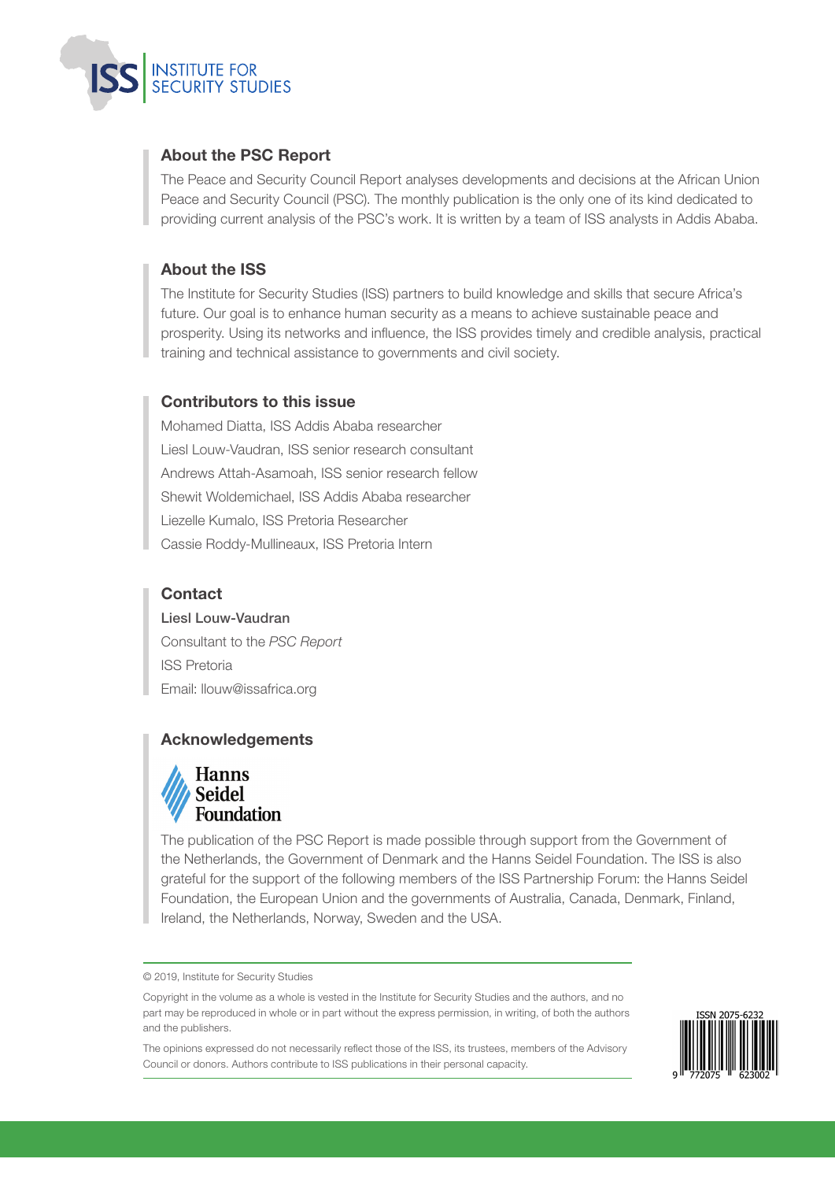## About the PSC Report

The Peace and Security Council Report analyses developments and decisions at the African Union Peace and Security Council (PSC). The monthly publication is the only one of its kind dedicated to providing current analysis of the PSC's work. It is written by a team of ISS analysts in Addis Ababa.

## About the ISS

The Institute for Security Studies (ISS) partners to build knowledge and skills that secure Africa's future. Our goal is to enhance human security as a means to achieve sustainable peace and prosperity. Using its networks and influence, the ISS provides timely and credible analysis, practical training and technical assistance to governments and civil society.

## Contributors to this issue

Mohamed Diatta, ISS Addis Ababa researcher

Liesl Louw-Vaudran, ISS senior research consultant

Andrews Attah-Asamoah, ISS senior research fellow

Shewit Woldemichael, ISS Addis Ababa researcher

Liezelle Kumalo, ISS Pretoria Researcher

Cassie Roddy-Mullineaux, ISS Pretoria Intern

## Contact

Liesl Louw-Vaudran

Consultant to the *PSC Report*

ISS Pretoria

Email: llouw@issafrica.org

## Acknowledgements

Hanns Seidel Foundation

The publication of the PSC Report is made possible through support from the Government of the Netherlands, the Government of Denmark and the Hanns Seidel Foundation. The ISS is also grateful for the support of the following members of the ISS Partnership Forum: the Hanns Seidel Foundation, the European Union and the governments of Australia, Canada, Denmark, Finland, Ireland, the Netherlands, Norway, Sweden and the USA.

© 2019, Institute for Security Studies

Copyright in the volume as a whole is vested in the Institute for Security Studies and the authors, and no part may be reproduced in whole or in part without the express permission, in writing, of both the authors and the publishers.

The opinions expressed do not necessarily reflect those of the ISS, its trustees, members of the Advisory Council or donors. Authors contribute to ISS publications in their personal capacity.

ISSN 2075-6232